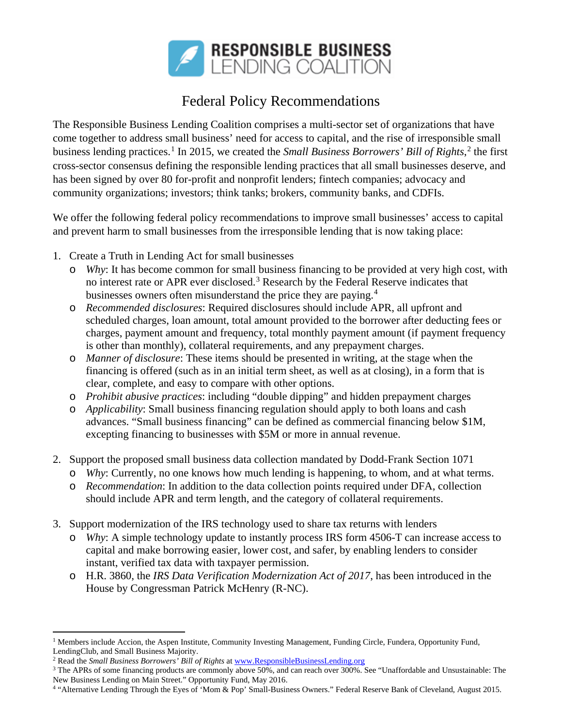**RESPONSIBLE BUSINESS LENDING COALITION**

# Federal Policy Recommendations

The Responsible Business Lending Coalition comprises a multi-sector set of organizations that have come together to address small business' need for access to capital, and the rise of irresponsible small business lending practices.[1] In 2015, we created the *Small Business Borrowers' Bill of Rights*,[2] the first cross-sector consensus defining the responsible lending practices that all small businesses deserve, and has been signed by over 80 for-profit and nonprofit lenders; fintech companies; advocacy and community organizations; investors; think tanks; brokers, community banks, and CDFIs.

We offer the following federal policy recommendations to improve small businesses' access to capital and prevent harm to small businesses from the irresponsible lending that is now taking place:

1. Create a Truth in Lending Act for small businesses
   - *Why*: It has become common for small business financing to be provided at very high cost, with no interest rate or APR ever disclosed.[3] Research by the Federal Reserve indicates that businesses owners often misunderstand the price they are paying.[4]
   - *Recommended disclosures*: Required disclosures should include APR, all upfront and scheduled charges, loan amount, total amount provided to the borrower after deducting fees or charges, payment amount and frequency, total monthly payment amount (if payment frequency is other than monthly), collateral requirements, and any prepayment charges.
   - *Manner of disclosure*: These items should be presented in writing, at the stage when the financing is offered (such as in an initial term sheet, as well as at closing), in a form that is clear, complete, and easy to compare with other options.
   - *Prohibit abusive practices*: including "double dipping" and hidden prepayment charges
   - *Applicability*: Small business financing regulation should apply to both loans and cash advances. "Small business financing" can be defined as commercial financing below $1M, excepting financing to businesses with $5M or more in annual revenue.

2. Support the proposed small business data collection mandated by Dodd-Frank Section 1071
   - *Why*: Currently, no one knows how much lending is happening, to whom, and at what terms.
   - *Recommendation*: In addition to the data collection points required under DFA, collection should include APR and term length, and the category of collateral requirements.

3. Support modernization of the IRS technology used to share tax returns with lenders
   - *Why*: A simple technology update to instantly process IRS form 4506-T can increase access to capital and make borrowing easier, lower cost, and safer, by enabling lenders to consider instant, verified tax data with taxpayer permission.
   - H.R. 3860, the *IRS Data Verification Modernization Act of 2017*, has been introduced in the House by Congressman Patrick McHenry (R-NC).

---

[1] Members include Accion, the Aspen Institute, Community Investing Management, Funding Circle, Fundera, Opportunity Fund, LendingClub, and Small Business Majority.

[2] Read the *Small Business Borrowers' Bill of Rights* at [www.ResponsibleBusinessLending.org](http://www.ResponsibleBusinessLending.org)

[3] The APRs of some financing products are commonly above 50%, and can reach over 300%. See "Unaffordable and Unsustainable: The New Business Lending on Main Street." Opportunity Fund, May 2016.

[4] "Alternative Lending Through the Eyes of 'Mom & Pop' Small-Business Owners." Federal Reserve Bank of Cleveland, August 2015.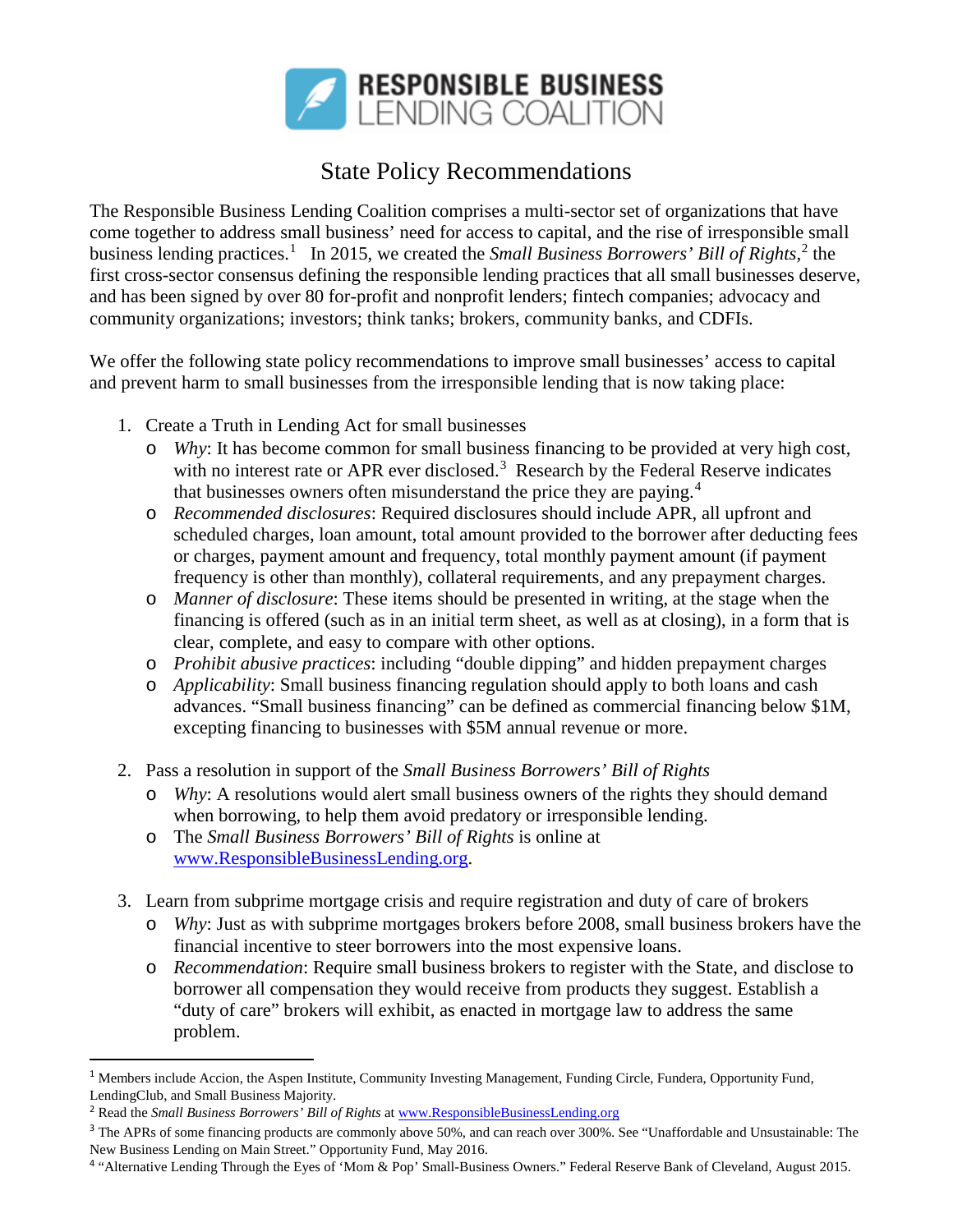**RESPONSIBLE BUSINESS LENDING COALITION**

# State Policy Recommendations

The Responsible Business Lending Coalition comprises a multi-sector set of organizations that have come together to address small business' need for access to capital, and the rise of irresponsible small business lending practices.[1] In 2015, we created the *Small Business Borrowers' Bill of Rights*,[2] the first cross-sector consensus defining the responsible lending practices that all small businesses deserve, and has been signed by over 80 for-profit and nonprofit lenders; fintech companies; advocacy and community organizations; investors; think tanks; brokers, community banks, and CDFIs.

We offer the following state policy recommendations to improve small businesses' access to capital and prevent harm to small businesses from the irresponsible lending that is now taking place:

1. Create a Truth in Lending Act for small businesses
   - *Why*: It has become common for small business financing to be provided at very high cost, with no interest rate or APR ever disclosed.[3] Research by the Federal Reserve indicates that businesses owners often misunderstand the price they are paying.[4]
   - *Recommended disclosures*: Required disclosures should include APR, all upfront and scheduled charges, loan amount, total amount provided to the borrower after deducting fees or charges, payment amount and frequency, total monthly payment amount (if payment frequency is other than monthly), collateral requirements, and any prepayment charges.
   - *Manner of disclosure*: These items should be presented in writing, at the stage when the financing is offered (such as in an initial term sheet, as well as at closing), in a form that is clear, complete, and easy to compare with other options.
   - *Prohibit abusive practices*: including "double dipping" and hidden prepayment charges
   - *Applicability*: Small business financing regulation should apply to both loans and cash advances. "Small business financing" can be defined as commercial financing below $1M, excepting financing to businesses with $5M annual revenue or more.

2. Pass a resolution in support of the *Small Business Borrowers' Bill of Rights*
   - *Why*: A resolutions would alert small business owners of the rights they should demand when borrowing, to help them avoid predatory or irresponsible lending.
   - The *Small Business Borrowers' Bill of Rights* is online at [www.ResponsibleBusinessLending.org](http://www.ResponsibleBusinessLending.org).

3. Learn from subprime mortgage crisis and require registration and duty of care of brokers
   - *Why*: Just as with subprime mortgages brokers before 2008, small business brokers have the financial incentive to steer borrowers into the most expensive loans.
   - *Recommendation*: Require small business brokers to register with the State, and disclose to borrower all compensation they would receive from products they suggest. Establish a "duty of care" brokers will exhibit, as enacted in mortgage law to address the same problem.

---

[1] Members include Accion, the Aspen Institute, Community Investing Management, Funding Circle, Fundera, Opportunity Fund, LendingClub, and Small Business Majority.

[2] Read the *Small Business Borrowers' Bill of Rights* at [www.ResponsibleBusinessLending.org](http://www.ResponsibleBusinessLending.org)

[3] The APRs of some financing products are commonly above 50%, and can reach over 300%. See "Unaffordable and Unsustainable: The New Business Lending on Main Street." Opportunity Fund, May 2016.

[4] "Alternative Lending Through the Eyes of 'Mom & Pop' Small-Business Owners." Federal Reserve Bank of Cleveland, August 2015.